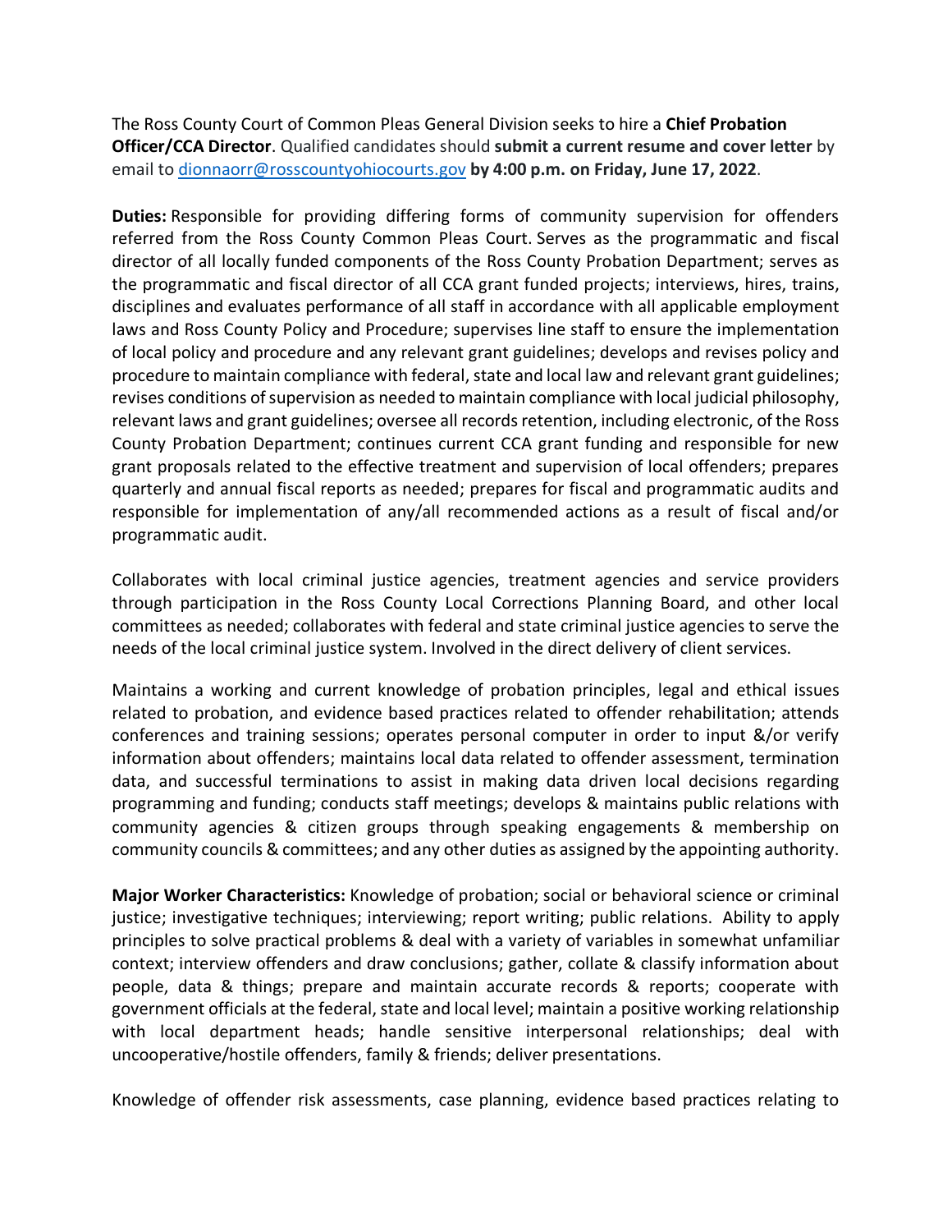The Ross County Court of Common Pleas General Division seeks to hire a **Chief Probation Officer/CCA Director**. Qualified candidates should **submit a current resume and cover letter** by email to [dionnaorr@rosscountyohiocourts.gov](mailto:dionnaorr@rosscountyohiocourts.gov) **by 4:00 p.m. on Friday, June 17, 2022**.

**Duties:** Responsible for providing differing forms of community supervision for offenders referred from the Ross County Common Pleas Court. Serves as the programmatic and fiscal director of all locally funded components of the Ross County Probation Department; serves as the programmatic and fiscal director of all CCA grant funded projects; interviews, hires, trains, disciplines and evaluates performance of all staff in accordance with all applicable employment laws and Ross County Policy and Procedure; supervises line staff to ensure the implementation of local policy and procedure and any relevant grant guidelines; develops and revises policy and procedure to maintain compliance with federal, state and local law and relevant grant guidelines; revises conditions of supervision as needed to maintain compliance with local judicial philosophy, relevant laws and grant guidelines; oversee all records retention, including electronic, of the Ross County Probation Department; continues current CCA grant funding and responsible for new grant proposals related to the effective treatment and supervision of local offenders; prepares quarterly and annual fiscal reports as needed; prepares for fiscal and programmatic audits and responsible for implementation of any/all recommended actions as a result of fiscal and/or programmatic audit.

Collaborates with local criminal justice agencies, treatment agencies and service providers through participation in the Ross County Local Corrections Planning Board, and other local committees as needed; collaborates with federal and state criminal justice agencies to serve the needs of the local criminal justice system. Involved in the direct delivery of client services.

Maintains a working and current knowledge of probation principles, legal and ethical issues related to probation, and evidence based practices related to offender rehabilitation; attends conferences and training sessions; operates personal computer in order to input &/or verify information about offenders; maintains local data related to offender assessment, termination data, and successful terminations to assist in making data driven local decisions regarding programming and funding; conducts staff meetings; develops & maintains public relations with community agencies & citizen groups through speaking engagements & membership on community councils & committees; and any other duties as assigned by the appointing authority.

**Major Worker Characteristics:** Knowledge of probation; social or behavioral science or criminal justice; investigative techniques; interviewing; report writing; public relations. Ability to apply principles to solve practical problems & deal with a variety of variables in somewhat unfamiliar context; interview offenders and draw conclusions; gather, collate & classify information about people, data & things; prepare and maintain accurate records & reports; cooperate with government officials at the federal, state and local level; maintain a positive working relationship with local department heads; handle sensitive interpersonal relationships; deal with uncooperative/hostile offenders, family & friends; deliver presentations.

Knowledge of offender risk assessments, case planning, evidence based practices relating to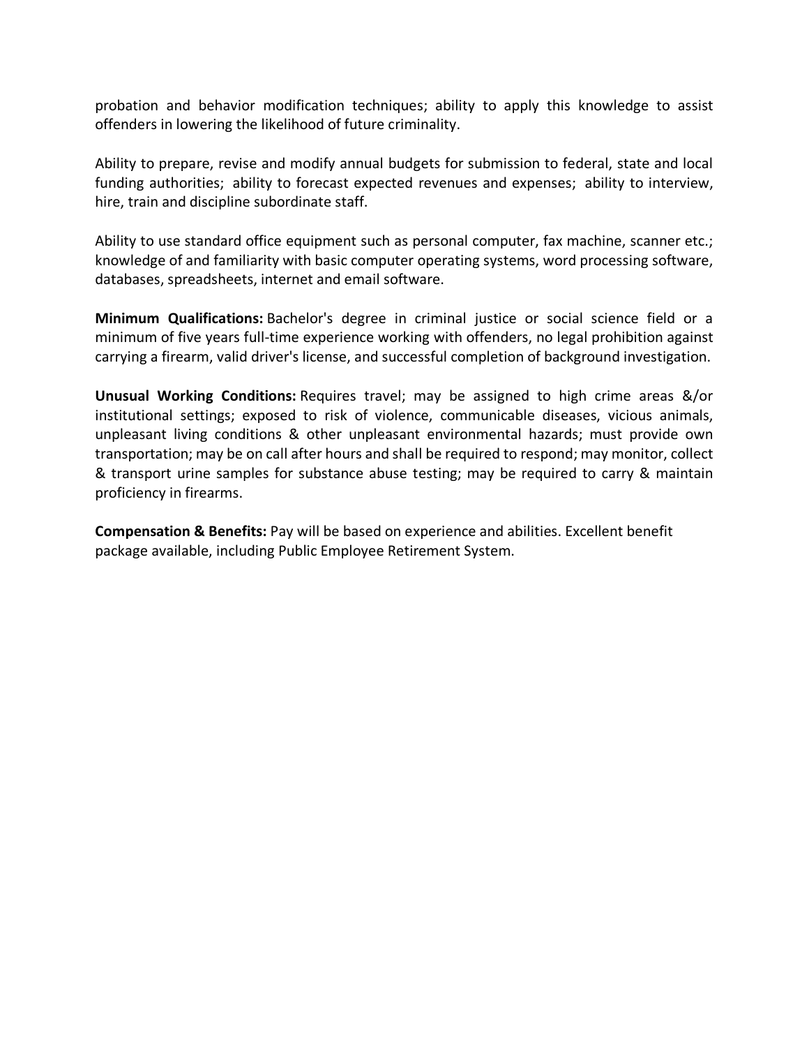probation and behavior modification techniques; ability to apply this knowledge to assist offenders in lowering the likelihood of future criminality.

Ability to prepare, revise and modify annual budgets for submission to federal, state and local funding authorities; ability to forecast expected revenues and expenses; ability to interview, hire, train and discipline subordinate staff.

Ability to use standard office equipment such as personal computer, fax machine, scanner etc.; knowledge of and familiarity with basic computer operating systems, word processing software, databases, spreadsheets, internet and email software.

**Minimum Qualifications:** Bachelor's degree in criminal justice or social science field or a minimum of five years full-time experience working with offenders, no legal prohibition against carrying a firearm, valid driver's license, and successful completion of background investigation.

**Unusual Working Conditions:** Requires travel; may be assigned to high crime areas &/or institutional settings; exposed to risk of violence, communicable diseases, vicious animals, unpleasant living conditions & other unpleasant environmental hazards; must provide own transportation; may be on call after hours and shall be required to respond; may monitor, collect & transport urine samples for substance abuse testing; may be required to carry & maintain proficiency in firearms.

**Compensation & Benefits:** Pay will be based on experience and abilities. Excellent benefit package available, including Public Employee Retirement System.